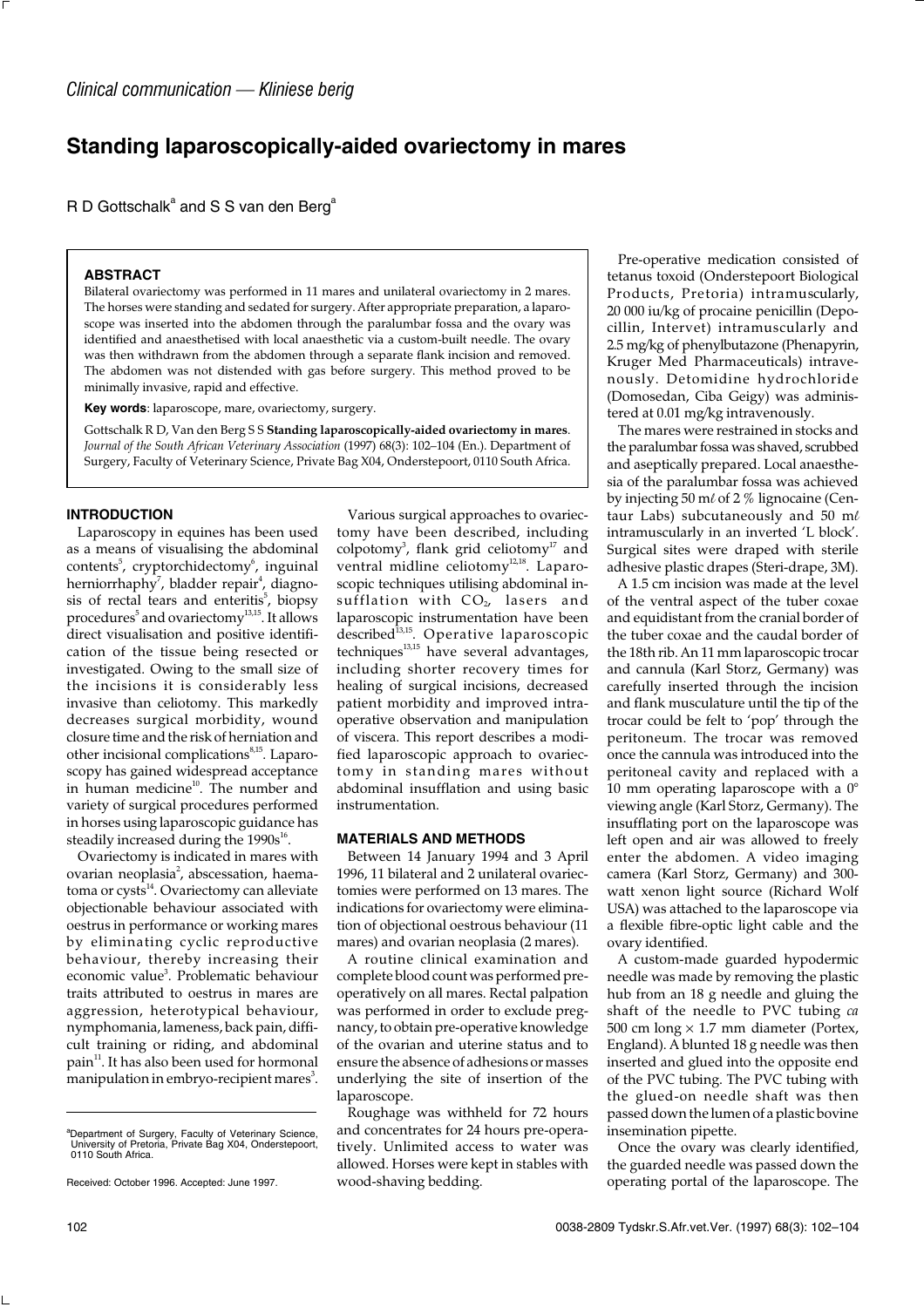*Clinical communication — Kliniese berig*

# Standing laparoscopically-aided ovariectomy in mares

R D Gottschalk[a] and S S van den Berg[a]

## ABSTRACT

Bilateral ovariectomy was performed in 11 mares and unilateral ovariectomy in 2 mares. The horses were standing and sedated for surgery. After appropriate preparation, a laparoscope was inserted into the abdomen through the paralumbar fossa and the ovary was identified and anaesthetised with local anaesthetic via a custom-built needle. The ovary was then withdrawn from the abdomen through a separate flank incision and removed. The abdomen was not distended with gas before surgery. This method proved to be minimally invasive, rapid and effective.

**Key words**: laparoscope, mare, ovariectomy, surgery.

Gottschalk R D, Van den Berg S S **Standing laparoscopically-aided ovariectomy in mares**. *Journal of the South African Veterinary Association* (1997) 68(3): 102–104 (En.). Department of Surgery, Faculty of Veterinary Science, Private Bag X04, Onderstepoort, 0110 South Africa.

## INTRODUCTION

Laparoscopy in equines has been used as a means of visualising the abdominal contents[5], cryptorchidectomy[6], inguinal herniorrhaphy[7], bladder repair[4], diagnosis of rectal tears and enteritis[5], biopsy procedures[5] and ovariectomy[13,15]. It allows direct visualisation and positive identification of the tissue being resected or investigated. Owing to the small size of the incisions it is considerably less invasive than celiotomy. This markedly decreases surgical morbidity, wound closure time and the risk of herniation and other incisional complications[8,15]. Laparoscopy has gained widespread acceptance in human medicine[10]. The number and variety of surgical procedures performed in horses using laparoscopic guidance has steadily increased during the 1990s[16].

Ovariectomy is indicated in mares with ovarian neoplasia[2], abscessation, haematoma or cysts[14]. Ovariectomy can alleviate objectionable behaviour associated with oestrus in performance or working mares by eliminating cyclic reproductive behaviour, thereby increasing their economic value[3]. Problematic behaviour traits attributed to oestrus in mares are aggression, heterotypical behaviour, nymphomania, lameness, back pain, difficult training or riding, and abdominal pain[11]. It has also been used for hormonal manipulation in embryo-recipient mares[3].

Various surgical approaches to ovariectomy have been described, including colpotomy[3], flank grid celiotomy[17] and ventral midline celiotomy[12,18]. Laparoscopic techniques utilising abdominal insufflation with $CO_2$, lasers and laparoscopic instrumentation have been described[13,15]. Operative laparoscopic techniques[13,15] have several advantages, including shorter recovery times for healing of surgical incisions, decreased patient morbidity and improved intraoperative observation and manipulation of viscera. This report describes a modified laparoscopic approach to ovariectomy in standing mares without abdominal insufflation and using basic instrumentation.

## MATERIALS AND METHODS

Between 14 January 1994 and 3 April 1996, 11 bilateral and 2 unilateral ovariectomies were performed on 13 mares. The indications for ovariectomy were elimination of objectional oestrous behaviour (11 mares) and ovarian neoplasia (2 mares).

A routine clinical examination and complete blood count was performed preoperatively on all mares. Rectal palpation was performed in order to exclude pregnancy, to obtain pre-operative knowledge of the ovarian and uterine status and to ensure the absence of adhesions or masses underlying the site of insertion of the laparoscope.

Roughage was withheld for 72 hours and concentrates for 24 hours pre-operatively. Unlimited access to water was allowed. Horses were kept in stables with wood-shaving bedding.

Pre-operative medication consisted of tetanus toxoid (Onderstepoort Biological Products, Pretoria) intramuscularly, 20 000 iu/kg of procaine penicillin (Depocillin, Intervet) intramuscularly and 2.5 mg/kg of phenylbutazone (Phenapyrin, Kruger Med Pharmaceuticals) intravenously. Detomidine hydrochloride (Domosedan, Ciba Geigy) was administered at 0.01 mg/kg intravenously.

The mares were restrained in stocks and the paralumbar fossa was shaved, scrubbed and aseptically prepared. Local anaesthesia of the paralumbar fossa was achieved by injecting 50 mℓ of 2 % lignocaine (Centaur Labs) subcutaneously and 50 mℓ intramuscularly in an inverted 'L block'. Surgical sites were draped with sterile adhesive plastic drapes (Steri-drape, 3M).

A 1.5 cm incision was made at the level of the ventral aspect of the tuber coxae and equidistant from the cranial border of the tuber coxae and the caudal border of the 18th rib. An 11 mm laparoscopic trocar and cannula (Karl Storz, Germany) was carefully inserted through the incision and flank musculature until the tip of the trocar could be felt to 'pop' through the peritoneum. The trocar was removed once the cannula was introduced into the peritoneal cavity and replaced with a 10 mm operating laparoscope with a 0° viewing angle (Karl Storz, Germany). The insufflating port on the laparoscope was left open and air was allowed to freely enter the abdomen. A video imaging camera (Karl Storz, Germany) and 300-watt xenon light source (Richard Wolf USA) was attached to the laparoscope via a flexible fibre-optic light cable and the ovary identified.

A custom-made guarded hypodermic needle was made by removing the plastic hub from an 18 g needle and gluing the shaft of the needle to PVC tubing *ca* 500 cm long × 1.7 mm diameter (Portex, England). A blunted 18 g needle was then inserted and glued into the opposite end of the PVC tubing. The PVC tubing with the glued-on needle shaft was then passed down the lumen of a plastic bovine insemination pipette.

Once the ovary was clearly identified, the guarded needle was passed down the operating portal of the laparoscope. The

[a]Department of Surgery, Faculty of Veterinary Science, University of Pretoria, Private Bag X04, Onderstepoort, 0110 South Africa.

Received: October 1996. Accepted: June 1997.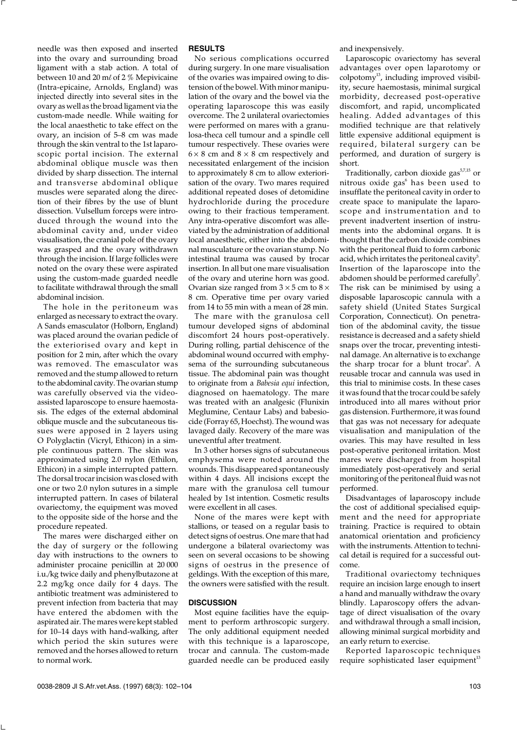needle was then exposed and inserted into the ovary and surrounding broad ligament with a stab action. A total of between 10 and 20 mℓ of 2 % Mepivicaine (Intra-epicaine, Arnolds, England) was injected directly into several sites in the ovary as well as the broad ligament via the custom-made needle. While waiting for the local anaesthetic to take effect on the ovary, an incision of 5–8 cm was made through the skin ventral to the 1st laparoscopic portal incision. The external abdominal oblique muscle was then divided by sharp dissection. The internal and transverse abdominal oblique muscles were separated along the direction of their fibres by the use of blunt dissection. Vulsellum forceps were introduced through the wound into the abdominal cavity and, under video visualisation, the cranial pole of the ovary was grasped and the ovary withdrawn through the incision. If large follicles were noted on the ovary these were aspirated using the custom-made guarded needle to facilitate withdrawal through the small abdominal incision.

The hole in the peritoneum was enlarged as necessary to extract the ovary. A Sands emasculator (Holborn, England) was placed around the ovarian pedicle of the exteriorised ovary and kept in position for 2 min, after which the ovary was removed. The emasculator was removed and the stump allowed to return to the abdominal cavity. The ovarian stump was carefully observed via the video-assisted laparoscope to ensure haemostasis. The edges of the external abdominal oblique muscle and the subcutaneous tissues were apposed in 2 layers using O Polyglactin (Vicryl, Ethicon) in a simple continuous pattern. The skin was approximated using 2.0 nylon (Ethilon, Ethicon) in a simple interrupted pattern. The dorsal trocar incision was closed with one or two 2.0 nylon sutures in a simple interrupted pattern. In cases of bilateral ovariectomy, the equipment was moved to the opposite side of the horse and the procedure repeated.

The mares were discharged either on the day of surgery or the following day with instructions to the owners to administer procaine penicillin at 20 000 i.u./kg twice daily and phenylbutazone at 2.2 mg/kg once daily for 4 days. The antibiotic treatment was administered to prevent infection from bacteria that may have entered the abdomen with the aspirated air. The mares were kept stabled for 10–14 days with hand-walking, after which period the skin sutures were removed and the horses allowed to return to normal work.

## RESULTS

No serious complications occurred during surgery. In one mare visualisation of the ovaries was impaired owing to distension of the bowel. With minor manipulation of the ovary and the bowel via the operating laparoscope this was easily overcome. The 2 unilateral ovariectomies were performed on mares with a granulosa-theca cell tumour and a spindle cell tumour respectively. These ovaries were $6 \times 8$ cm and $8 \times 8$ cm respectively and necessitated enlargement of the incision to approximately 8 cm to allow exteriorisation of the ovary. Two mares required additional repeated doses of detomidine hydrochloride during the procedure owing to their fractious temperament. Any intra-operative discomfort was alleviated by the administration of additional local anaesthetic, either into the abdominal musculature or the ovarian stump. No intestinal trauma was caused by trocar insertion. In all but one mare visualisation of the ovary and uterine horn was good. Ovarian size ranged from $3 \times 5$ cm to $8 \times 8$ cm. Operative time per ovary varied from 14 to 55 min with a mean of 28 min.

The mare with the granulosa cell tumour developed signs of abdominal discomfort 24 hours post-operatively. During rolling, partial dehiscence of the abdominal wound occurred with emphysema of the surrounding subcutaneous tissue. The abdominal pain was thought to originate from a *Babesia equi* infection, diagnosed on haematology. The mare was treated with an analgesic (Flunixin Meglumine, Centaur Labs) and babesiocide (Forray 65, Hoechst). The wound was lavaged daily. Recovery of the mare was uneventful after treatment.

In 3 other horses signs of subcutaneous emphysema were noted around the wounds. This disappeared spontaneously within 4 days. All incisions except the mare with the granulosa cell tumour healed by 1st intention. Cosmetic results were excellent in all cases.

None of the mares were kept with stallions, or teased on a regular basis to detect signs of oestrus. One mare that had undergone a bilateral ovariectomy was seen on several occasions to be showing signs of oestrus in the presence of geldings. With the exception of this mare, the owners were satisfied with the result.

## DISCUSSION

Most equine facilities have the equipment to perform arthroscopic surgery. The only additional equipment needed with this technique is a laparoscope, trocar and cannula. The custom-made guarded needle can be produced easily and inexpensively.

Laparoscopic ovariectomy has several advantages over open laparotomy or colpotomy[13], including improved visibility, secure haemostasis, minimal surgical morbidity, decreased post-operative discomfort, and rapid, uncomplicated healing. Added advantages of this modified technique are that relatively little expensive additional equipment is required, bilateral surgery can be performed, and duration of surgery is short.

Traditionally, carbon dioxide gas[5,7,15] or nitrous oxide gas[6] has been used to insufflate the peritoneal cavity in order to create space to manipulate the laparoscope and instrumentation and to prevent inadvertent insertion of instruments into the abdominal organs. It is thought that the carbon dioxide combines with the peritoneal fluid to form carbonic acid, which irritates the peritoneal cavity[5]. Insertion of the laparoscope into the abdomen should be performed carefully[5]. The risk can be minimised by using a disposable laparoscopic cannula with a safety shield (United States Surgical Corporation, Connecticut). On penetration of the abdominal cavity, the tissue resistance is decreased and a safety shield snaps over the trocar, preventing intestinal damage. An alternative is to exchange the sharp trocar for a blunt trocar[6]. A reusable trocar and cannula was used in this trial to minimise costs. In these cases it was found that the trocar could be safely introduced into all mares without prior gas distension. Furthermore, it was found that gas was not necessary for adequate visualisation and manipulation of the ovaries. This may have resulted in less post-operative peritoneal irritation. Most mares were discharged from hospital immediately post-operatively and serial monitoring of the peritoneal fluid was not performed.

Disadvantages of laparoscopy include the cost of additional specialised equipment and the need for appropriate training. Practice is required to obtain anatomical orientation and proficiency with the instruments. Attention to technical detail is required for a successful outcome.

Traditional ovariectomy techniques require an incision large enough to insert a hand and manually withdraw the ovary blindly. Laparoscopy offers the advantage of direct visualisation of the ovary and withdrawal through a small incision, allowing minimal surgical morbidity and an early return to exercise.

Reported laparoscopic techniques require sophisticated laser equipment[13]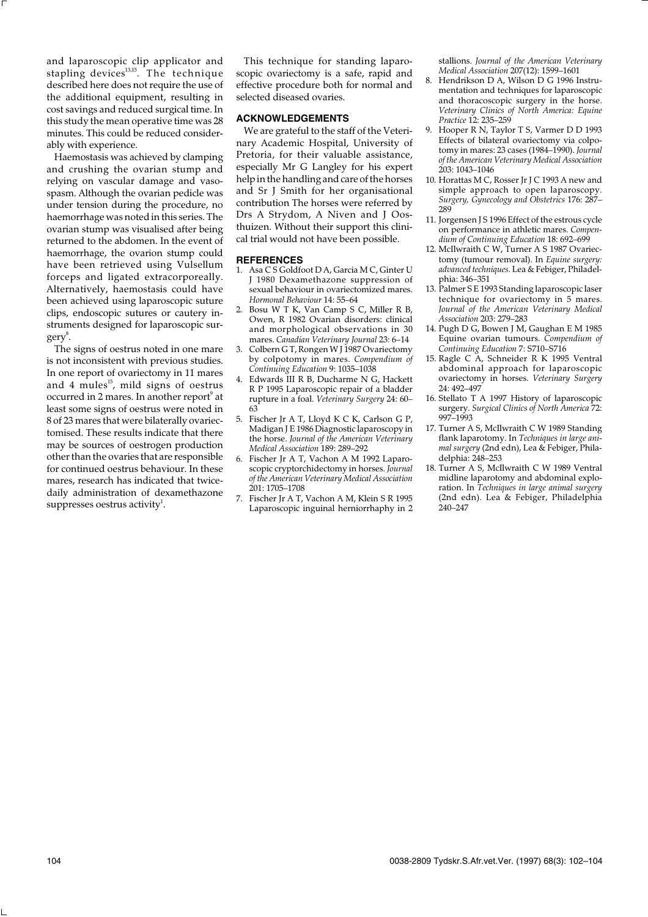and laparoscopic clip applicator and stapling devices[13,15]. The technique described here does not require the use of the additional equipment, resulting in cost savings and reduced surgical time. In this study the mean operative time was 28 minutes. This could be reduced considerably with experience.

Haemostasis was achieved by clamping and crushing the ovarian stump and relying on vascular damage and vasospasm. Although the ovarian pedicle was under tension during the procedure, no haemorrhage was noted in this series. The ovarian stump was visualised after being returned to the abdomen. In the event of haemorrhage, the ovarion stump could have been retrieved using Vulsellum forceps and ligated extracorporeally. Alternatively, haemostasis could have been achieved using laparoscopic suture clips, endoscopic sutures or cautery instruments designed for laparoscopic surgery[8].

The signs of oestrus noted in one mare is not inconsistent with previous studies. In one report of ovariectomy in 11 mares and 4 mules[15], mild signs of oestrus occurred in 2 mares. In another report[9] at least some signs of oestrus were noted in 8 of 23 mares that were bilaterally ovariectomised. These results indicate that there may be sources of oestrogen production other than the ovaries that are responsible for continued oestrus behaviour. In these mares, research has indicated that twice-daily administration of dexamethazone suppresses oestrus activity[1].

This technique for standing laparoscopic ovariectomy is a safe, rapid and effective procedure both for normal and selected diseased ovaries.

## ACKNOWLEDGEMENTS

We are grateful to the staff of the Veterinary Academic Hospital, University of Pretoria, for their valuable assistance, especially Mr G Langley for his expert help in the handling and care of the horses and Sr J Smith for her organisational contribution The horses were referred by Drs A Strydom, A Niven and J Oosthuizen. Without their support this clinical trial would not have been possible.

## REFERENCES

1. Asa C S Goldfoot D A, Garcia M C, Ginter U J 1980 Dexamethazone suppression of sexual behaviour in ovariectomized mares. *Hormonal Behaviour* 14: 55–64
2. Bosu W T K, Van Camp S C, Miller R B, Owen, R 1982 Ovarian disorders: clinical and morphological observations in 30 mares. *Canadian Veterinary Journal* 23: 6–14
3. Colbern G T, Rongen W J 1987 Ovariectomy by colpotomy in mares. *Compendium of Continuing Education* 9: 1035–1038
4. Edwards III R B, Ducharme N G, Hackett R P 1995 Laparoscopic repair of a bladder rupture in a foal. *Veterinary Surgery* 24: 60–63
5. Fischer Jr A T, Lloyd K C K, Carlson G P, Madigan J E 1986 Diagnostic laparoscopy in the horse. *Journal of the American Veterinary Medical Association* 189: 289–292
6. Fischer Jr A T, Vachon A M 1992 Laparoscopic cryptorchidectomy in horses. *Journal of the American Veterinary Medical Association* 201: 1705–1708
7. Fischer Jr A T, Vachon A M, Klein S R 1995 Laparoscopic inguinal herniorrhaphy in 2 stallions. *Journal of the American Veterinary Medical Association* 207(12): 1599–1601
8. Hendrikson D A, Wilson D G 1996 Instrumentation and techniques for laparoscopic and thoracoscopic surgery in the horse. *Veterinary Clinics of North America: Equine Practice* 12: 235–259
9. Hooper R N, Taylor T S, Varmer D D 1993 Effects of bilateral ovariectomy via colpotomy in mares: 23 cases (1984–1990). *Journal of the American Veterinary Medical Association* 203: 1043–1046
10. Horattas M C, Rosser Jr J C 1993 A new and simple approach to open laparoscopy. *Surgery, Gynecology and Obstetrics* 176: 287–289
11. Jorgensen J S 1996 Effect of the estrous cycle on performance in athletic mares. *Compendium of Continuing Education* 18: 692–699
12. McIlwraith C W, Turner A S 1987 Ovariectomy (tumour removal). In *Equine surgery: advanced techniques.* Lea & Febiger, Philadelphia: 346–351
13. Palmer S E 1993 Standing laparoscopic laser technique for ovariectomy in 5 mares. *Journal of the American Veterinary Medical Association* 203: 279–283
14. Pugh D G, Bowen J M, Gaughan E M 1985 Equine ovarian tumours. *Compendium of Continuing Education* 7: S710–S716
15. Ragle C A, Schneider R K 1995 Ventral abdominal approach for laparoscopic ovariectomy in horses. *Veterinary Surgery* 24: 492–497
16. Stellato T A 1997 History of laparoscopic surgery. *Surgical Clinics of North America* 72: 997–1993
17. Turner A S, McIlwraith C W 1989 Standing flank laparotomy. In *Techniques in large animal surgery* (2nd edn), Lea & Febiger, Philadelphia: 248–253
18. Turner A S, McIlwraith C W 1989 Ventral midline laparotomy and abdominal exploration. In *Techniques in large animal surgery* (2nd edn). Lea & Febiger, Philadelphia 240–247